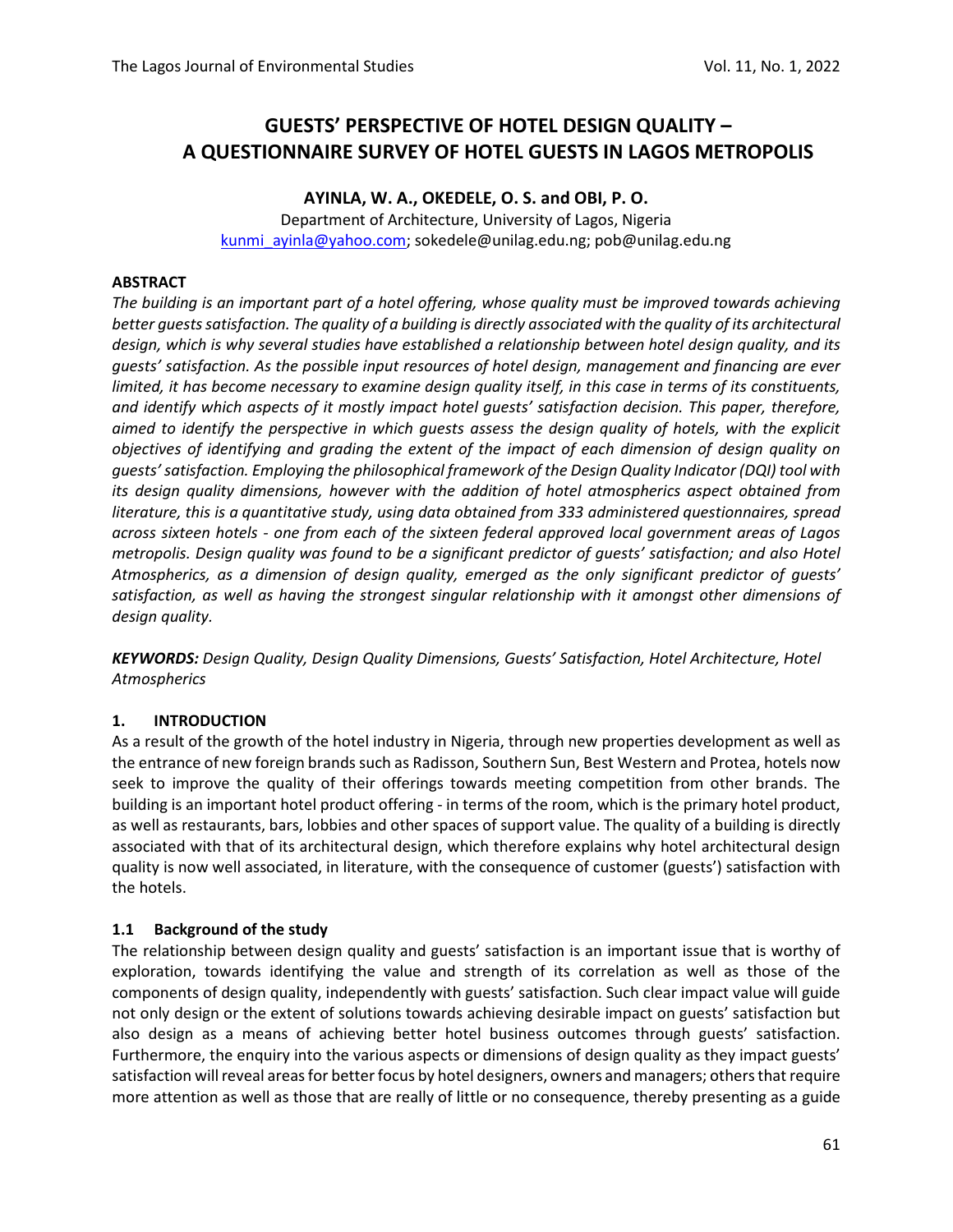# GUESTS' PERSPECTIVE OF HOTEL DESIGN QUALITY – A QUESTIONNAIRE SURVEY OF HOTEL GUESTS IN LAGOS METROPOLIS

**AYINLA, W. A., OKEDELE, O. S. and OBI, P. O.**

Department of Architecture, University of Lagos, Nigeria

kunmi_ayinla@yahoo.com; sokedele@unilag.edu.ng; pob@unilag.edu.ng

**ABSTRACT**

*The building is an important part of a hotel offering, whose quality must be improved towards achieving better guests satisfaction. The quality of a building is directly associated with the quality of its architectural design, which is why several studies have established a relationship between hotel design quality, and its guests' satisfaction. As the possible input resources of hotel design, management and financing are ever limited, it has become necessary to examine design quality itself, in this case in terms of its constituents, and identify which aspects of it mostly impact hotel guests' satisfaction decision. This paper, therefore, aimed to identify the perspective in which guests assess the design quality of hotels, with the explicit objectives of identifying and grading the extent of the impact of each dimension of design quality on guests' satisfaction. Employing the philosophical framework of the Design Quality Indicator (DQI) tool with its design quality dimensions, however with the addition of hotel atmospherics aspect obtained from literature, this is a quantitative study, using data obtained from 333 administered questionnaires, spread across sixteen hotels - one from each of the sixteen federal approved local government areas of Lagos metropolis. Design quality was found to be a significant predictor of guests' satisfaction; and also Hotel Atmospherics, as a dimension of design quality, emerged as the only significant predictor of guests' satisfaction, as well as having the strongest singular relationship with it amongst other dimensions of design quality.*

***KEYWORDS:*** *Design Quality, Design Quality Dimensions, Guests' Satisfaction, Hotel Architecture, Hotel Atmospherics*

## 1. INTRODUCTION

As a result of the growth of the hotel industry in Nigeria, through new properties development as well as the entrance of new foreign brands such as Radisson, Southern Sun, Best Western and Protea, hotels now seek to improve the quality of their offerings towards meeting competition from other brands. The building is an important hotel product offering - in terms of the room, which is the primary hotel product, as well as restaurants, bars, lobbies and other spaces of support value. The quality of a building is directly associated with that of its architectural design, which therefore explains why hotel architectural design quality is now well associated, in literature, with the consequence of customer (guests') satisfaction with the hotels.

### 1.1 Background of the study

The relationship between design quality and guests' satisfaction is an important issue that is worthy of exploration, towards identifying the value and strength of its correlation as well as those of the components of design quality, independently with guests' satisfaction. Such clear impact value will guide not only design or the extent of solutions towards achieving desirable impact on guests' satisfaction but also design as a means of achieving better hotel business outcomes through guests' satisfaction. Furthermore, the enquiry into the various aspects or dimensions of design quality as they impact guests' satisfaction will reveal areas for better focus by hotel designers, owners and managers; others that require more attention as well as those that are really of little or no consequence, thereby presenting as a guide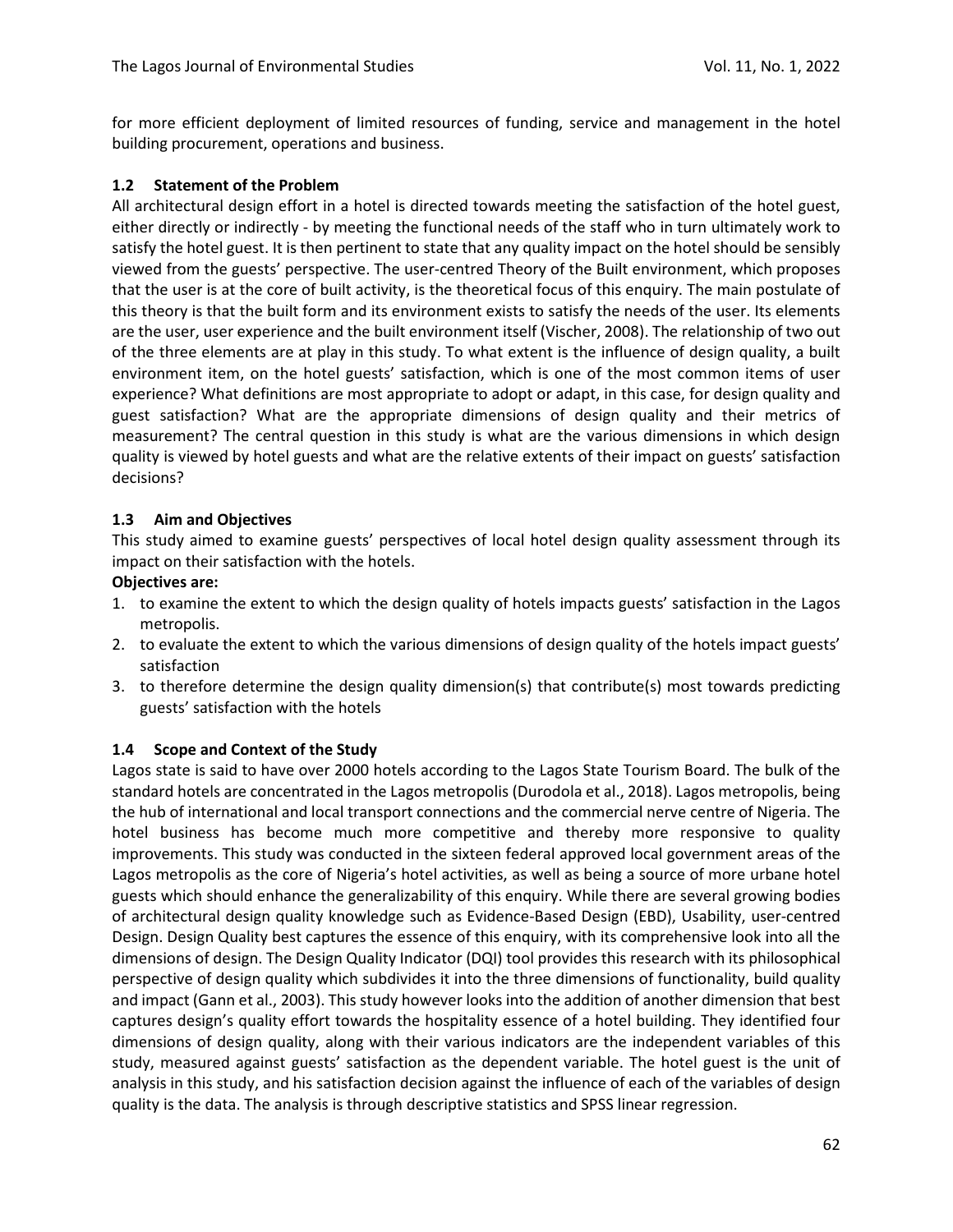for more efficient deployment of limited resources of funding, service and management in the hotel building procurement, operations and business.

### 1.2 Statement of the Problem

All architectural design effort in a hotel is directed towards meeting the satisfaction of the hotel guest, either directly or indirectly - by meeting the functional needs of the staff who in turn ultimately work to satisfy the hotel guest. It is then pertinent to state that any quality impact on the hotel should be sensibly viewed from the guests' perspective. The user-centred Theory of the Built environment, which proposes that the user is at the core of built activity, is the theoretical focus of this enquiry. The main postulate of this theory is that the built form and its environment exists to satisfy the needs of the user. Its elements are the user, user experience and the built environment itself (Vischer, 2008). The relationship of two out of the three elements are at play in this study. To what extent is the influence of design quality, a built environment item, on the hotel guests' satisfaction, which is one of the most common items of user experience? What definitions are most appropriate to adopt or adapt, in this case, for design quality and guest satisfaction? What are the appropriate dimensions of design quality and their metrics of measurement? The central question in this study is what are the various dimensions in which design quality is viewed by hotel guests and what are the relative extents of their impact on guests' satisfaction decisions?

### 1.3 Aim and Objectives

This study aimed to examine guests' perspectives of local hotel design quality assessment through its impact on their satisfaction with the hotels.

**Objectives are:**

1. to examine the extent to which the design quality of hotels impacts guests' satisfaction in the Lagos metropolis.
2. to evaluate the extent to which the various dimensions of design quality of the hotels impact guests' satisfaction
3. to therefore determine the design quality dimension(s) that contribute(s) most towards predicting guests' satisfaction with the hotels

### 1.4 Scope and Context of the Study

Lagos state is said to have over 2000 hotels according to the Lagos State Tourism Board. The bulk of the standard hotels are concentrated in the Lagos metropolis (Durodola et al., 2018). Lagos metropolis, being the hub of international and local transport connections and the commercial nerve centre of Nigeria. The hotel business has become much more competitive and thereby more responsive to quality improvements. This study was conducted in the sixteen federal approved local government areas of the Lagos metropolis as the core of Nigeria's hotel activities, as well as being a source of more urbane hotel guests which should enhance the generalizability of this enquiry. While there are several growing bodies of architectural design quality knowledge such as Evidence-Based Design (EBD), Usability, user-centred Design. Design Quality best captures the essence of this enquiry, with its comprehensive look into all the dimensions of design. The Design Quality Indicator (DQI) tool provides this research with its philosophical perspective of design quality which subdivides it into the three dimensions of functionality, build quality and impact (Gann et al., 2003). This study however looks into the addition of another dimension that best captures design's quality effort towards the hospitality essence of a hotel building. They identified four dimensions of design quality, along with their various indicators are the independent variables of this study, measured against guests' satisfaction as the dependent variable. The hotel guest is the unit of analysis in this study, and his satisfaction decision against the influence of each of the variables of design quality is the data. The analysis is through descriptive statistics and SPSS linear regression.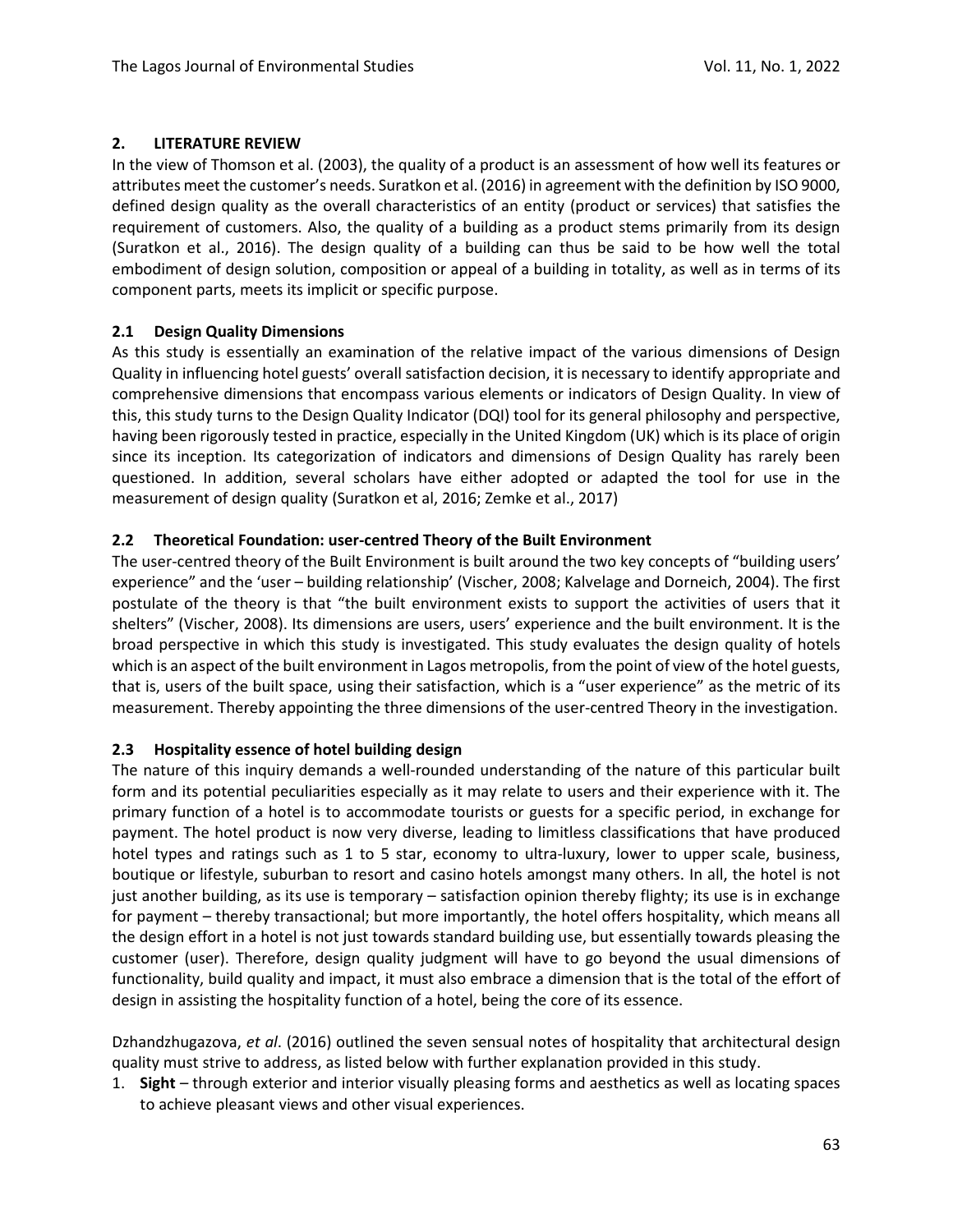## 2. LITERATURE REVIEW

In the view of Thomson et al. (2003), the quality of a product is an assessment of how well its features or attributes meet the customer's needs. Suratkon et al. (2016) in agreement with the definition by ISO 9000, defined design quality as the overall characteristics of an entity (product or services) that satisfies the requirement of customers. Also, the quality of a building as a product stems primarily from its design (Suratkon et al., 2016). The design quality of a building can thus be said to be how well the total embodiment of design solution, composition or appeal of a building in totality, as well as in terms of its component parts, meets its implicit or specific purpose.

### 2.1 Design Quality Dimensions

As this study is essentially an examination of the relative impact of the various dimensions of Design Quality in influencing hotel guests' overall satisfaction decision, it is necessary to identify appropriate and comprehensive dimensions that encompass various elements or indicators of Design Quality. In view of this, this study turns to the Design Quality Indicator (DQI) tool for its general philosophy and perspective, having been rigorously tested in practice, especially in the United Kingdom (UK) which is its place of origin since its inception. Its categorization of indicators and dimensions of Design Quality has rarely been questioned. In addition, several scholars have either adopted or adapted the tool for use in the measurement of design quality (Suratkon et al, 2016; Zemke et al., 2017)

### 2.2 Theoretical Foundation: user-centred Theory of the Built Environment

The user-centred theory of the Built Environment is built around the two key concepts of "building users' experience" and the 'user – building relationship' (Vischer, 2008; Kalvelage and Dorneich, 2004). The first postulate of the theory is that "the built environment exists to support the activities of users that it shelters" (Vischer, 2008). Its dimensions are users, users' experience and the built environment. It is the broad perspective in which this study is investigated. This study evaluates the design quality of hotels which is an aspect of the built environment in Lagos metropolis, from the point of view of the hotel guests, that is, users of the built space, using their satisfaction, which is a "user experience" as the metric of its measurement. Thereby appointing the three dimensions of the user-centred Theory in the investigation.

### 2.3 Hospitality essence of hotel building design

The nature of this inquiry demands a well-rounded understanding of the nature of this particular built form and its potential peculiarities especially as it may relate to users and their experience with it. The primary function of a hotel is to accommodate tourists or guests for a specific period, in exchange for payment. The hotel product is now very diverse, leading to limitless classifications that have produced hotel types and ratings such as 1 to 5 star, economy to ultra-luxury, lower to upper scale, business, boutique or lifestyle, suburban to resort and casino hotels amongst many others. In all, the hotel is not just another building, as its use is temporary – satisfaction opinion thereby flighty; its use is in exchange for payment – thereby transactional; but more importantly, the hotel offers hospitality, which means all the design effort in a hotel is not just towards standard building use, but essentially towards pleasing the customer (user). Therefore, design quality judgment will have to go beyond the usual dimensions of functionality, build quality and impact, it must also embrace a dimension that is the total of the effort of design in assisting the hospitality function of a hotel, being the core of its essence.

Dzhandzhugazova, *et al*. (2016) outlined the seven sensual notes of hospitality that architectural design quality must strive to address, as listed below with further explanation provided in this study.

1. **Sight** – through exterior and interior visually pleasing forms and aesthetics as well as locating spaces to achieve pleasant views and other visual experiences.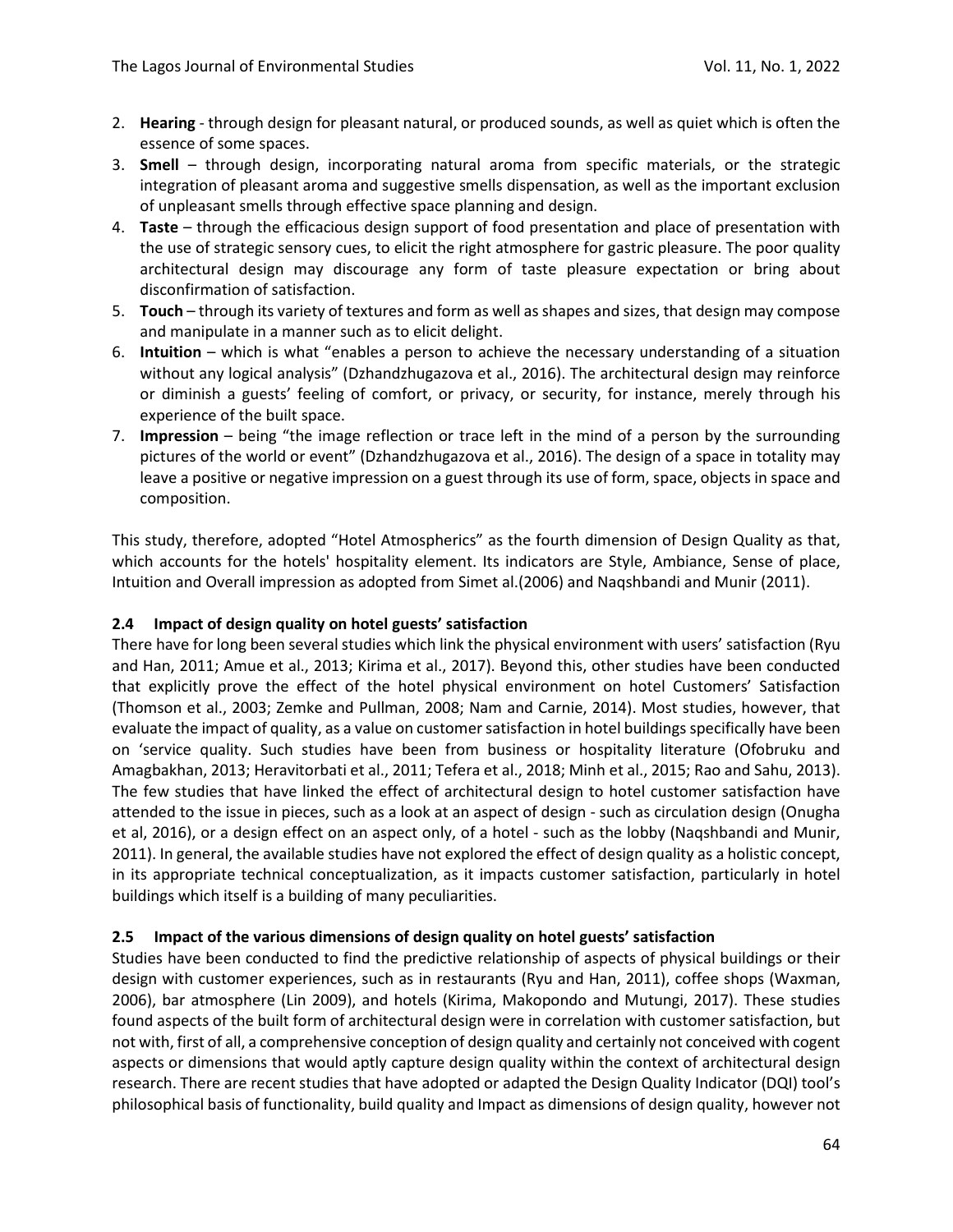2. **Hearing** - through design for pleasant natural, or produced sounds, as well as quiet which is often the essence of some spaces.
3. **Smell** – through design, incorporating natural aroma from specific materials, or the strategic integration of pleasant aroma and suggestive smells dispensation, as well as the important exclusion of unpleasant smells through effective space planning and design.
4. **Taste** – through the efficacious design support of food presentation and place of presentation with the use of strategic sensory cues, to elicit the right atmosphere for gastric pleasure. The poor quality architectural design may discourage any form of taste pleasure expectation or bring about disconfirmation of satisfaction.
5. **Touch** – through its variety of textures and form as well as shapes and sizes, that design may compose and manipulate in a manner such as to elicit delight.
6. **Intuition** – which is what "enables a person to achieve the necessary understanding of a situation without any logical analysis" (Dzhandzhugazova et al., 2016). The architectural design may reinforce or diminish a guests' feeling of comfort, or privacy, or security, for instance, merely through his experience of the built space.
7. **Impression** – being "the image reflection or trace left in the mind of a person by the surrounding pictures of the world or event" (Dzhandzhugazova et al., 2016). The design of a space in totality may leave a positive or negative impression on a guest through its use of form, space, objects in space and composition.

This study, therefore, adopted "Hotel Atmospherics" as the fourth dimension of Design Quality as that, which accounts for the hotels' hospitality element. Its indicators are Style, Ambiance, Sense of place, Intuition and Overall impression as adopted from Simet al.(2006) and Naqshbandi and Munir (2011).

### 2.4 Impact of design quality on hotel guests' satisfaction

There have for long been several studies which link the physical environment with users' satisfaction (Ryu and Han, 2011; Amue et al., 2013; Kirima et al., 2017). Beyond this, other studies have been conducted that explicitly prove the effect of the hotel physical environment on hotel Customers' Satisfaction (Thomson et al., 2003; Zemke and Pullman, 2008; Nam and Carnie, 2014). Most studies, however, that evaluate the impact of quality, as a value on customer satisfaction in hotel buildings specifically have been on 'service quality. Such studies have been from business or hospitality literature (Ofobruku and Amagbakhan, 2013; Heravitorbati et al., 2011; Tefera et al., 2018; Minh et al., 2015; Rao and Sahu, 2013). The few studies that have linked the effect of architectural design to hotel customer satisfaction have attended to the issue in pieces, such as a look at an aspect of design - such as circulation design (Onugha et al, 2016), or a design effect on an aspect only, of a hotel - such as the lobby (Naqshbandi and Munir, 2011). In general, the available studies have not explored the effect of design quality as a holistic concept, in its appropriate technical conceptualization, as it impacts customer satisfaction, particularly in hotel buildings which itself is a building of many peculiarities.

### 2.5 Impact of the various dimensions of design quality on hotel guests' satisfaction

Studies have been conducted to find the predictive relationship of aspects of physical buildings or their design with customer experiences, such as in restaurants (Ryu and Han, 2011), coffee shops (Waxman, 2006), bar atmosphere (Lin 2009), and hotels (Kirima, Makopondo and Mutungi, 2017). These studies found aspects of the built form of architectural design were in correlation with customer satisfaction, but not with, first of all, a comprehensive conception of design quality and certainly not conceived with cogent aspects or dimensions that would aptly capture design quality within the context of architectural design research. There are recent studies that have adopted or adapted the Design Quality Indicator (DQI) tool's philosophical basis of functionality, build quality and Impact as dimensions of design quality, however not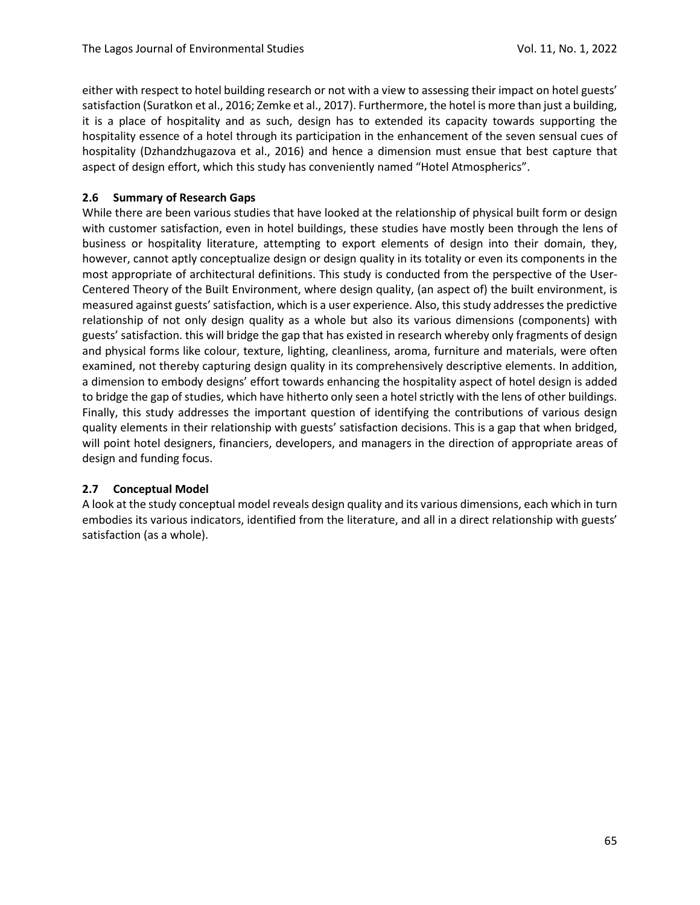either with respect to hotel building research or not with a view to assessing their impact on hotel guests' satisfaction (Suratkon et al., 2016; Zemke et al., 2017). Furthermore, the hotel is more than just a building, it is a place of hospitality and as such, design has to extended its capacity towards supporting the hospitality essence of a hotel through its participation in the enhancement of the seven sensual cues of hospitality (Dzhandzhugazova et al., 2016) and hence a dimension must ensue that best capture that aspect of design effort, which this study has conveniently named "Hotel Atmospherics".

## 2.6 Summary of Research Gaps

While there are been various studies that have looked at the relationship of physical built form or design with customer satisfaction, even in hotel buildings, these studies have mostly been through the lens of business or hospitality literature, attempting to export elements of design into their domain, they, however, cannot aptly conceptualize design or design quality in its totality or even its components in the most appropriate of architectural definitions. This study is conducted from the perspective of the User-Centered Theory of the Built Environment, where design quality, (an aspect of) the built environment, is measured against guests' satisfaction, which is a user experience. Also, this study addresses the predictive relationship of not only design quality as a whole but also its various dimensions (components) with guests' satisfaction. this will bridge the gap that has existed in research whereby only fragments of design and physical forms like colour, texture, lighting, cleanliness, aroma, furniture and materials, were often examined, not thereby capturing design quality in its comprehensively descriptive elements. In addition, a dimension to embody designs' effort towards enhancing the hospitality aspect of hotel design is added to bridge the gap of studies, which have hitherto only seen a hotel strictly with the lens of other buildings. Finally, this study addresses the important question of identifying the contributions of various design quality elements in their relationship with guests' satisfaction decisions. This is a gap that when bridged, will point hotel designers, financiers, developers, and managers in the direction of appropriate areas of design and funding focus.

## 2.7 Conceptual Model

A look at the study conceptual model reveals design quality and its various dimensions, each which in turn embodies its various indicators, identified from the literature, and all in a direct relationship with guests' satisfaction (as a whole).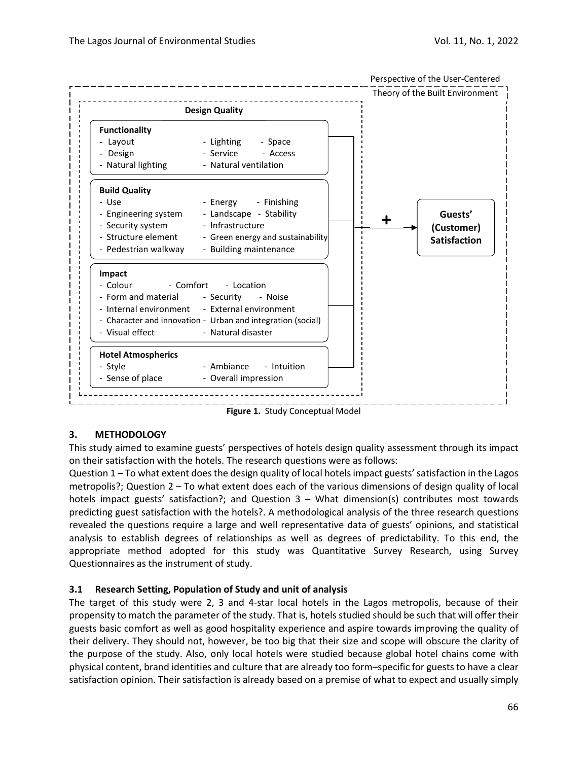Perspective of the User-Centered Theory of the Built Environment

**Design Quality**

**Functionality**
- Layout
- Design
- Natural lighting
- Lighting
- Service
- Natural ventilation
- Space
- Access

**Build Quality**
- Use
- Engineering system
- Security system
- Structure element
- Pedestrian walkway
- Energy
- Landscape
- Infrastructure
- Green energy and sustainability
- Building maintenance
- Finishing
- Stability

**Impact**
- Colour
- Comfort
- Location
- Form and material
- Security
- Noise
- Internal environment
- External environment
- Character and innovation
- Urban and integration (social)
- Visual effect
- Natural disaster

**Hotel Atmospherics**
- Style
- Sense of place
- Ambiance
- Intuition
- Overall impression

**+** → **Guests' (Customer) Satisfaction**

**Figure 1.** Study Conceptual Model

## 3. METHODOLOGY

This study aimed to examine guests' perspectives of hotels design quality assessment through its impact on their satisfaction with the hotels. The research questions were as follows:

Question 1 – To what extent does the design quality of local hotels impact guests' satisfaction in the Lagos metropolis?; Question 2 – To what extent does each of the various dimensions of design quality of local hotels impact guests' satisfaction?; and Question 3 – What dimension(s) contributes most towards predicting guest satisfaction with the hotels?. A methodological analysis of the three research questions revealed the questions require a large and well representative data of guests' opinions, and statistical analysis to establish degrees of relationships as well as degrees of predictability. To this end, the appropriate method adopted for this study was Quantitative Survey Research, using Survey Questionnaires as the instrument of study.

### 3.1 Research Setting, Population of Study and unit of analysis

The target of this study were 2, 3 and 4-star local hotels in the Lagos metropolis, because of their propensity to match the parameter of the study. That is, hotels studied should be such that will offer their guests basic comfort as well as good hospitality experience and aspire towards improving the quality of their delivery. They should not, however, be too big that their size and scope will obscure the clarity of the purpose of the study. Also, only local hotels were studied because global hotel chains come with physical content, brand identities and culture that are already too form–specific for guests to have a clear satisfaction opinion. Their satisfaction is already based on a premise of what to expect and usually simply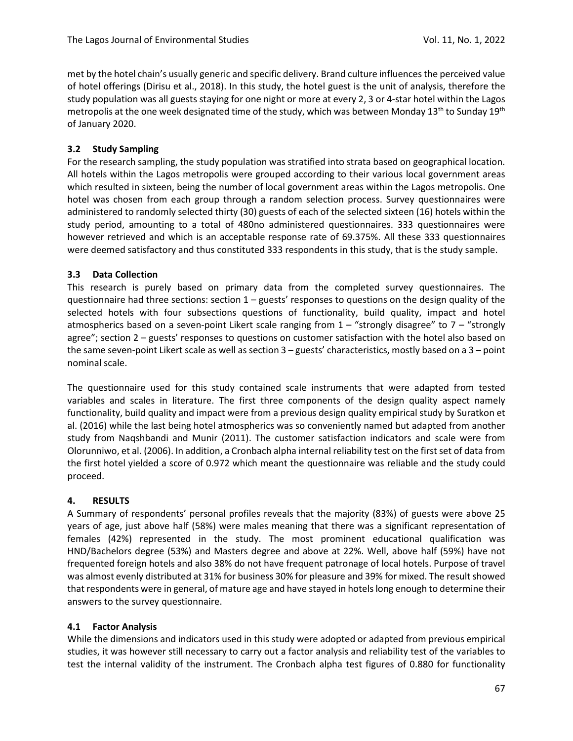met by the hotel chain's usually generic and specific delivery. Brand culture influences the perceived value of hotel offerings (Dirisu et al., 2018). In this study, the hotel guest is the unit of analysis, therefore the study population was all guests staying for one night or more at every 2, 3 or 4-star hotel within the Lagos metropolis at the one week designated time of the study, which was between Monday 13th to Sunday 19th of January 2020.

### 3.2 Study Sampling

For the research sampling, the study population was stratified into strata based on geographical location. All hotels within the Lagos metropolis were grouped according to their various local government areas which resulted in sixteen, being the number of local government areas within the Lagos metropolis. One hotel was chosen from each group through a random selection process. Survey questionnaires were administered to randomly selected thirty (30) guests of each of the selected sixteen (16) hotels within the study period, amounting to a total of 480no administered questionnaires. 333 questionnaires were however retrieved and which is an acceptable response rate of 69.375%. All these 333 questionnaires were deemed satisfactory and thus constituted 333 respondents in this study, that is the study sample.

### 3.3 Data Collection

This research is purely based on primary data from the completed survey questionnaires. The questionnaire had three sections: section 1 – guests' responses to questions on the design quality of the selected hotels with four subsections questions of functionality, build quality, impact and hotel atmospherics based on a seven-point Likert scale ranging from 1 – "strongly disagree" to 7 – "strongly agree"; section 2 – guests' responses to questions on customer satisfaction with the hotel also based on the same seven-point Likert scale as well as section 3 – guests' characteristics, mostly based on a 3 – point nominal scale.

The questionnaire used for this study contained scale instruments that were adapted from tested variables and scales in literature. The first three components of the design quality aspect namely functionality, build quality and impact were from a previous design quality empirical study by Suratkon et al. (2016) while the last being hotel atmospherics was so conveniently named but adapted from another study from Naqshbandi and Munir (2011). The customer satisfaction indicators and scale were from Olorunniwo, et al. (2006). In addition, a Cronbach alpha internal reliability test on the first set of data from the first hotel yielded a score of 0.972 which meant the questionnaire was reliable and the study could proceed.

## 4. RESULTS

A Summary of respondents' personal profiles reveals that the majority (83%) of guests were above 25 years of age, just above half (58%) were males meaning that there was a significant representation of females (42%) represented in the study. The most prominent educational qualification was HND/Bachelors degree (53%) and Masters degree and above at 22%. Well, above half (59%) have not frequented foreign hotels and also 38% do not have frequent patronage of local hotels. Purpose of travel was almost evenly distributed at 31% for business 30% for pleasure and 39% for mixed. The result showed that respondents were in general, of mature age and have stayed in hotels long enough to determine their answers to the survey questionnaire.

### 4.1 Factor Analysis

While the dimensions and indicators used in this study were adopted or adapted from previous empirical studies, it was however still necessary to carry out a factor analysis and reliability test of the variables to test the internal validity of the instrument. The Cronbach alpha test figures of 0.880 for functionality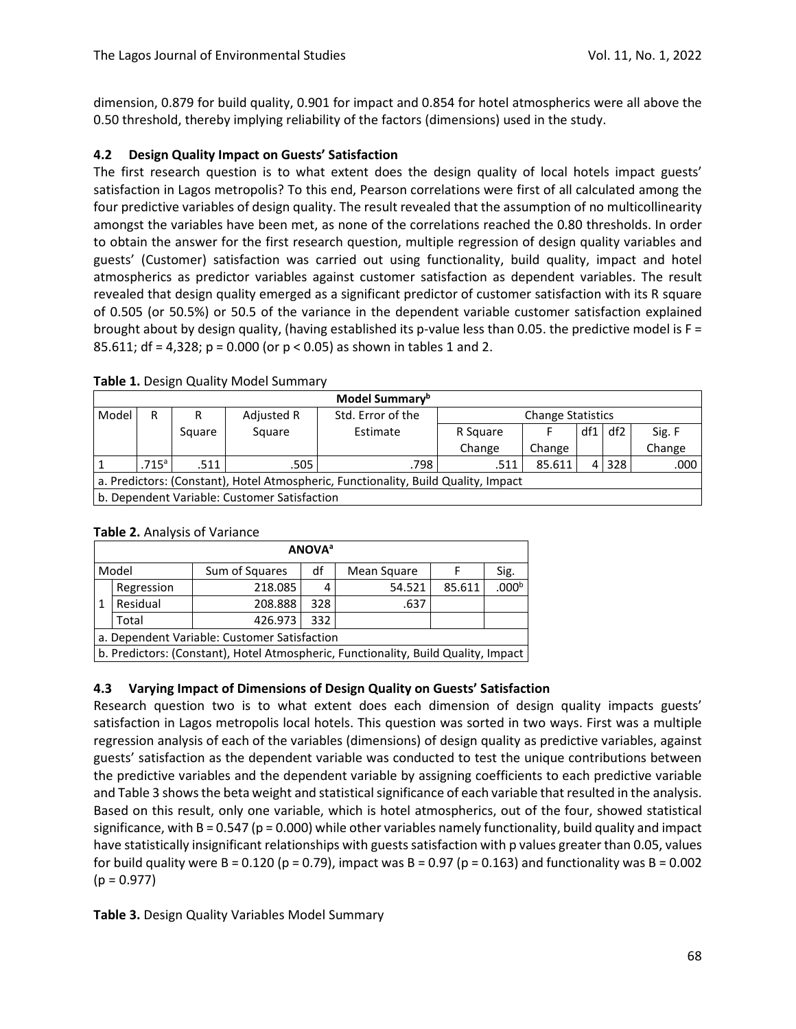dimension, 0.879 for build quality, 0.901 for impact and 0.854 for hotel atmospherics were all above the 0.50 threshold, thereby implying reliability of the factors (dimensions) used in the study.

### 4.2 Design Quality Impact on Guests' Satisfaction

The first research question is to what extent does the design quality of local hotels impact guests' satisfaction in Lagos metropolis? To this end, Pearson correlations were first of all calculated among the four predictive variables of design quality. The result revealed that the assumption of no multicollinearity amongst the variables have been met, as none of the correlations reached the 0.80 thresholds. In order to obtain the answer for the first research question, multiple regression of design quality variables and guests' (Customer) satisfaction was carried out using functionality, build quality, impact and hotel atmospherics as predictor variables against customer satisfaction as dependent variables. The result revealed that design quality emerged as a significant predictor of customer satisfaction with its R square of 0.505 (or 50.5%) or 50.5 of the variance in the dependent variable customer satisfaction explained brought about by design quality, (having established its p-value less than 0.05. the predictive model is F = 85.611; df = 4,328; p = 0.000 (or p < 0.05) as shown in tables 1 and 2.

**Table 1.** Design Quality Model Summary

| Model Summary[b] | | | | | | | | | |
|---|---|---|---|---|---|---|---|---|---|
| Model | R | R Square | Adjusted R Square | Std. Error of the Estimate | Change Statistics | | | | |
| | | | | | R Square Change | F Change | df1 | df2 | Sig. F Change |
| 1 | .715[a] | .511 | .505 | .798 | .511 | 85.611 | 4 | 328 | .000 |
| a. Predictors: (Constant), Hotel Atmospheric, Functionality, Build Quality, Impact | | | | | | | | | |
| b. Dependent Variable: Customer Satisfaction | | | | | | | | | |

**Table 2.** Analysis of Variance

| ANOVA[a] | | | | | | |
|---|---|---|---|---|---|---|
| Model | | Sum of Squares | df | Mean Square | F | Sig. |
| 1 | Regression | 218.085 | 4 | 54.521 | 85.611 | .000[b] |
| | Residual | 208.888 | 328 | .637 | | |
| | Total | 426.973 | 332 | | | |
| a. Dependent Variable: Customer Satisfaction | | | | | | |
| b. Predictors: (Constant), Hotel Atmospheric, Functionality, Build Quality, Impact | | | | | | |

### 4.3 Varying Impact of Dimensions of Design Quality on Guests' Satisfaction

Research question two is to what extent does each dimension of design quality impacts guests' satisfaction in Lagos metropolis local hotels. This question was sorted in two ways. First was a multiple regression analysis of each of the variables (dimensions) of design quality as predictive variables, against guests' satisfaction as the dependent variable was conducted to test the unique contributions between the predictive variables and the dependent variable by assigning coefficients to each predictive variable and Table 3 shows the beta weight and statistical significance of each variable that resulted in the analysis. Based on this result, only one variable, which is hotel atmospherics, out of the four, showed statistical significance, with B = 0.547 (p = 0.000) while other variables namely functionality, build quality and impact have statistically insignificant relationships with guests satisfaction with p values greater than 0.05, values for build quality were B = 0.120 (p = 0.79), impact was B = 0.97 (p = 0.163) and functionality was B = 0.002 (p = 0.977)

**Table 3.** Design Quality Variables Model Summary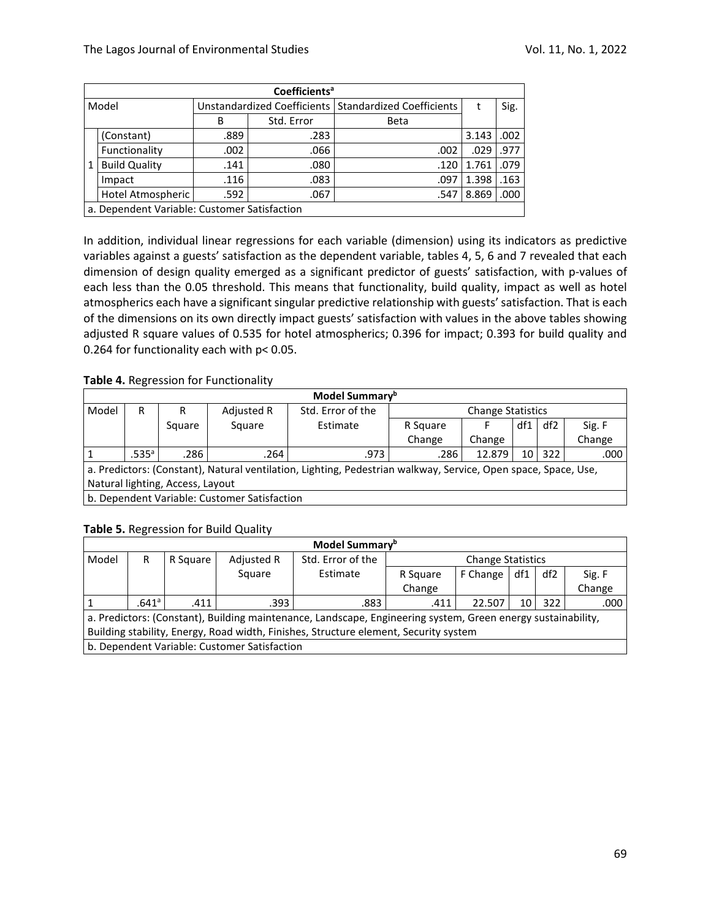| Coefficients[a] | | | | | | |
|---|---|---|---|---|---|---|
| Model | | Unstandardized Coefficients | | Standardized Coefficients | t | Sig. |
| | | B | Std. Error | Beta | | |
| 1 | (Constant) | .889 | .283 | | 3.143 | .002 |
| | Functionality | .002 | .066 | .002 | .029 | .977 |
| | Build Quality | .141 | .080 | .120 | 1.761 | .079 |
| | Impact | .116 | .083 | .097 | 1.398 | .163 |
| | Hotel Atmospheric | .592 | .067 | .547 | 8.869 | .000 |
| a. Dependent Variable: Customer Satisfaction | | | | | | |

In addition, individual linear regressions for each variable (dimension) using its indicators as predictive variables against a guests' satisfaction as the dependent variable, tables 4, 5, 6 and 7 revealed that each dimension of design quality emerged as a significant predictor of guests' satisfaction, with p-values of each less than the 0.05 threshold. This means that functionality, build quality, impact as well as hotel atmospherics each have a significant singular predictive relationship with guests' satisfaction. That is each of the dimensions on its own directly impact guests' satisfaction with values in the above tables showing adjusted R square values of 0.535 for hotel atmospherics; 0.396 for impact; 0.393 for build quality and 0.264 for functionality each with $p < 0.05$.

**Table 4.** Regression for Functionality

| Model Summary[b] | | | | | | | | | |
|---|---|---|---|---|---|---|---|---|---|
| Model | R | R Square | Adjusted R Square | Std. Error of the Estimate | Change Statistics | | | | |
| | | | | | R Square Change | F Change | df1 | df2 | Sig. F Change |
| 1 | .535[a] | .286 | .264 | .973 | .286 | 12.879 | 10 | 322 | .000 |
| a. Predictors: (Constant), Natural ventilation, Lighting, Pedestrian walkway, Service, Open space, Space, Use, Natural lighting, Access, Layout | | | | | | | | | |
| b. Dependent Variable: Customer Satisfaction | | | | | | | | | |

**Table 5.** Regression for Build Quality

| Model Summary[b] | | | | | | | | | |
|---|---|---|---|---|---|---|---|---|---|
| Model | R | R Square | Adjusted R Square | Std. Error of the Estimate | Change Statistics | | | | |
| | | | | | R Square Change | F Change | df1 | df2 | Sig. F Change |
| 1 | .641[a] | .411 | .393 | .883 | .411 | 22.507 | 10 | 322 | .000 |
| a. Predictors: (Constant), Building maintenance, Landscape, Engineering system, Green energy sustainability, Building stability, Energy, Road width, Finishes, Structure element, Security system | | | | | | | | | |
| b. Dependent Variable: Customer Satisfaction | | | | | | | | | |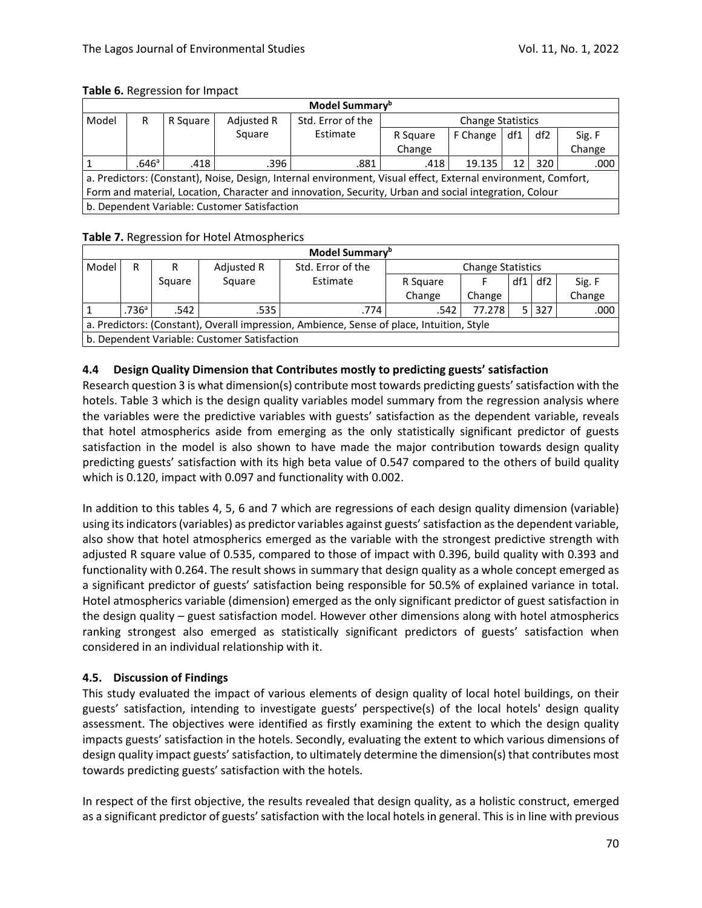**Table 6.** Regression for Impact

| Model Summary[b] | | | | | | | | | |
|---|---|---|---|---|---|---|---|---|---|
| Model | R | R Square | Adjusted R Square | Std. Error of the Estimate | Change Statistics | | | | |
| | | | | | R Square Change | F Change | df1 | df2 | Sig. F Change |
| 1 | .646[a] | .418 | .396 | .881 | .418 | 19.135 | 12 | 320 | .000 |
| a. Predictors: (Constant), Noise, Design, Internal environment, Visual effect, External environment, Comfort, Form and material, Location, Character and innovation, Security, Urban and social integration, Colour | | | | | | | | | |
| b. Dependent Variable: Customer Satisfaction | | | | | | | | | |

**Table 7.** Regression for Hotel Atmospherics

| Model Summary[b] | | | | | | | | | |
|---|---|---|---|---|---|---|---|---|---|
| Model | R | R Square | Adjusted R Square | Std. Error of the Estimate | Change Statistics | | | | |
| | | | | | R Square Change | F Change | df1 | df2 | Sig. F Change |
| 1 | .736[a] | .542 | .535 | .774 | .542 | 77.278 | 5 | 327 | .000 |
| a. Predictors: (Constant), Overall impression, Ambience, Sense of place, Intuition, Style | | | | | | | | | |
| b. Dependent Variable: Customer Satisfaction | | | | | | | | | |

### 4.4 Design Quality Dimension that Contributes mostly to predicting guests' satisfaction

Research question 3 is what dimension(s) contribute most towards predicting guests' satisfaction with the hotels. Table 3 which is the design quality variables model summary from the regression analysis where the variables were the predictive variables with guests' satisfaction as the dependent variable, reveals that hotel atmospherics aside from emerging as the only statistically significant predictor of guests satisfaction in the model is also shown to have made the major contribution towards design quality predicting guests' satisfaction with its high beta value of 0.547 compared to the others of build quality which is 0.120, impact with 0.097 and functionality with 0.002.

In addition to this tables 4, 5, 6 and 7 which are regressions of each design quality dimension (variable) using its indicators (variables) as predictor variables against guests' satisfaction as the dependent variable, also show that hotel atmospherics emerged as the variable with the strongest predictive strength with adjusted R square value of 0.535, compared to those of impact with 0.396, build quality with 0.393 and functionality with 0.264. The result shows in summary that design quality as a whole concept emerged as a significant predictor of guests' satisfaction being responsible for 50.5% of explained variance in total. Hotel atmospherics variable (dimension) emerged as the only significant predictor of guest satisfaction in the design quality – guest satisfaction model. However other dimensions along with hotel atmospherics ranking strongest also emerged as statistically significant predictors of guests' satisfaction when considered in an individual relationship with it.

### 4.5. Discussion of Findings

This study evaluated the impact of various elements of design quality of local hotel buildings, on their guests' satisfaction, intending to investigate guests' perspective(s) of the local hotels' design quality assessment. The objectives were identified as firstly examining the extent to which the design quality impacts guests' satisfaction in the hotels. Secondly, evaluating the extent to which various dimensions of design quality impact guests' satisfaction, to ultimately determine the dimension(s) that contributes most towards predicting guests' satisfaction with the hotels.

In respect of the first objective, the results revealed that design quality, as a holistic construct, emerged as a significant predictor of guests' satisfaction with the local hotels in general. This is in line with previous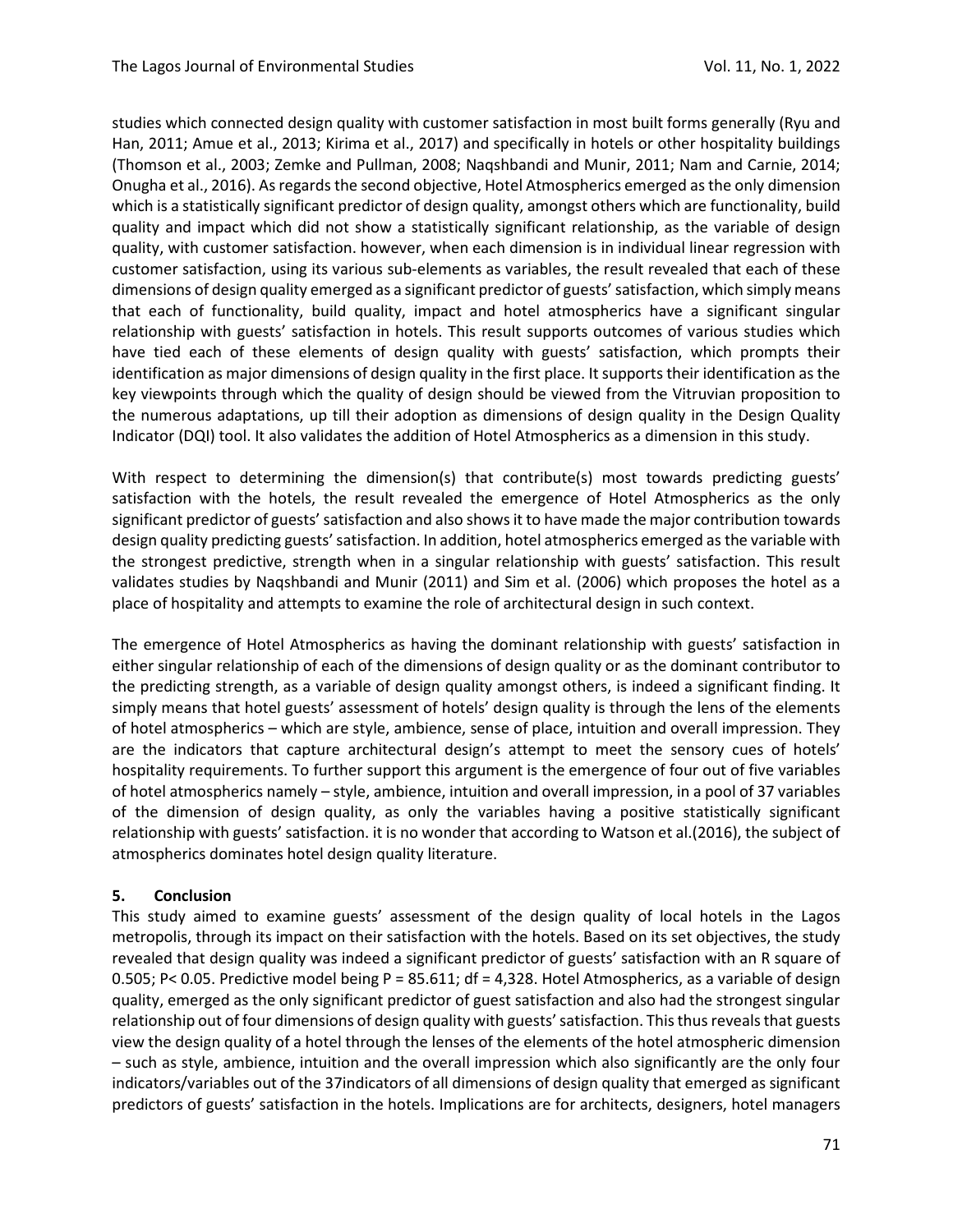studies which connected design quality with customer satisfaction in most built forms generally (Ryu and Han, 2011; Amue et al., 2013; Kirima et al., 2017) and specifically in hotels or other hospitality buildings (Thomson et al., 2003; Zemke and Pullman, 2008; Naqshbandi and Munir, 2011; Nam and Carnie, 2014; Onugha et al., 2016). As regards the second objective, Hotel Atmospherics emerged as the only dimension which is a statistically significant predictor of design quality, amongst others which are functionality, build quality and impact which did not show a statistically significant relationship, as the variable of design quality, with customer satisfaction. however, when each dimension is in individual linear regression with customer satisfaction, using its various sub-elements as variables, the result revealed that each of these dimensions of design quality emerged as a significant predictor of guests' satisfaction, which simply means that each of functionality, build quality, impact and hotel atmospherics have a significant singular relationship with guests' satisfaction in hotels. This result supports outcomes of various studies which have tied each of these elements of design quality with guests' satisfaction, which prompts their identification as major dimensions of design quality in the first place. It supports their identification as the key viewpoints through which the quality of design should be viewed from the Vitruvian proposition to the numerous adaptations, up till their adoption as dimensions of design quality in the Design Quality Indicator (DQI) tool. It also validates the addition of Hotel Atmospherics as a dimension in this study.

With respect to determining the dimension(s) that contribute(s) most towards predicting guests' satisfaction with the hotels, the result revealed the emergence of Hotel Atmospherics as the only significant predictor of guests' satisfaction and also shows it to have made the major contribution towards design quality predicting guests' satisfaction. In addition, hotel atmospherics emerged as the variable with the strongest predictive, strength when in a singular relationship with guests' satisfaction. This result validates studies by Naqshbandi and Munir (2011) and Sim et al. (2006) which proposes the hotel as a place of hospitality and attempts to examine the role of architectural design in such context.

The emergence of Hotel Atmospherics as having the dominant relationship with guests' satisfaction in either singular relationship of each of the dimensions of design quality or as the dominant contributor to the predicting strength, as a variable of design quality amongst others, is indeed a significant finding. It simply means that hotel guests' assessment of hotels' design quality is through the lens of the elements of hotel atmospherics – which are style, ambience, sense of place, intuition and overall impression. They are the indicators that capture architectural design's attempt to meet the sensory cues of hotels' hospitality requirements. To further support this argument is the emergence of four out of five variables of hotel atmospherics namely – style, ambience, intuition and overall impression, in a pool of 37 variables of the dimension of design quality, as only the variables having a positive statistically significant relationship with guests' satisfaction. it is no wonder that according to Watson et al.(2016), the subject of atmospherics dominates hotel design quality literature.

## 5. Conclusion

This study aimed to examine guests' assessment of the design quality of local hotels in the Lagos metropolis, through its impact on their satisfaction with the hotels. Based on its set objectives, the study revealed that design quality was indeed a significant predictor of guests' satisfaction with an R square of 0.505; $P < 0.05$. Predictive model being P = 85.611; df = 4,328. Hotel Atmospherics, as a variable of design quality, emerged as the only significant predictor of guest satisfaction and also had the strongest singular relationship out of four dimensions of design quality with guests' satisfaction. This thus reveals that guests view the design quality of a hotel through the lenses of the elements of the hotel atmospheric dimension – such as style, ambience, intuition and the overall impression which also significantly are the only four indicators/variables out of the 37indicators of all dimensions of design quality that emerged as significant predictors of guests' satisfaction in the hotels. Implications are for architects, designers, hotel managers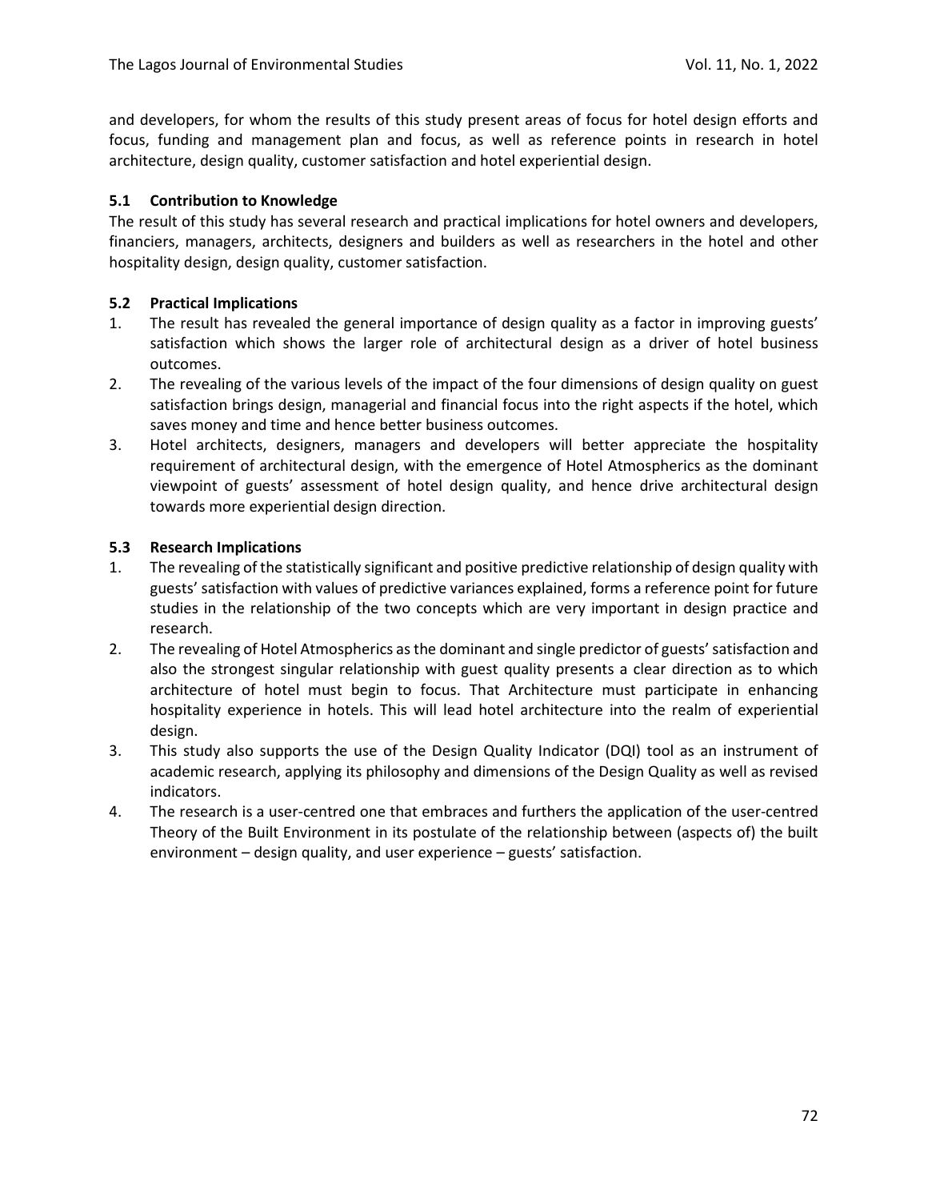and developers, for whom the results of this study present areas of focus for hotel design efforts and focus, funding and management plan and focus, as well as reference points in research in hotel architecture, design quality, customer satisfaction and hotel experiential design.

## 5.1 Contribution to Knowledge

The result of this study has several research and practical implications for hotel owners and developers, financiers, managers, architects, designers and builders as well as researchers in the hotel and other hospitality design, design quality, customer satisfaction.

## 5.2 Practical Implications

1. The result has revealed the general importance of design quality as a factor in improving guests' satisfaction which shows the larger role of architectural design as a driver of hotel business outcomes.
2. The revealing of the various levels of the impact of the four dimensions of design quality on guest satisfaction brings design, managerial and financial focus into the right aspects if the hotel, which saves money and time and hence better business outcomes.
3. Hotel architects, designers, managers and developers will better appreciate the hospitality requirement of architectural design, with the emergence of Hotel Atmospherics as the dominant viewpoint of guests' assessment of hotel design quality, and hence drive architectural design towards more experiential design direction.

## 5.3 Research Implications

1. The revealing of the statistically significant and positive predictive relationship of design quality with guests' satisfaction with values of predictive variances explained, forms a reference point for future studies in the relationship of the two concepts which are very important in design practice and research.
2. The revealing of Hotel Atmospherics as the dominant and single predictor of guests' satisfaction and also the strongest singular relationship with guest quality presents a clear direction as to which architecture of hotel must begin to focus. That Architecture must participate in enhancing hospitality experience in hotels. This will lead hotel architecture into the realm of experiential design.
3. This study also supports the use of the Design Quality Indicator (DQI) tool as an instrument of academic research, applying its philosophy and dimensions of the Design Quality as well as revised indicators.
4. The research is a user-centred one that embraces and furthers the application of the user-centred Theory of the Built Environment in its postulate of the relationship between (aspects of) the built environment – design quality, and user experience – guests' satisfaction.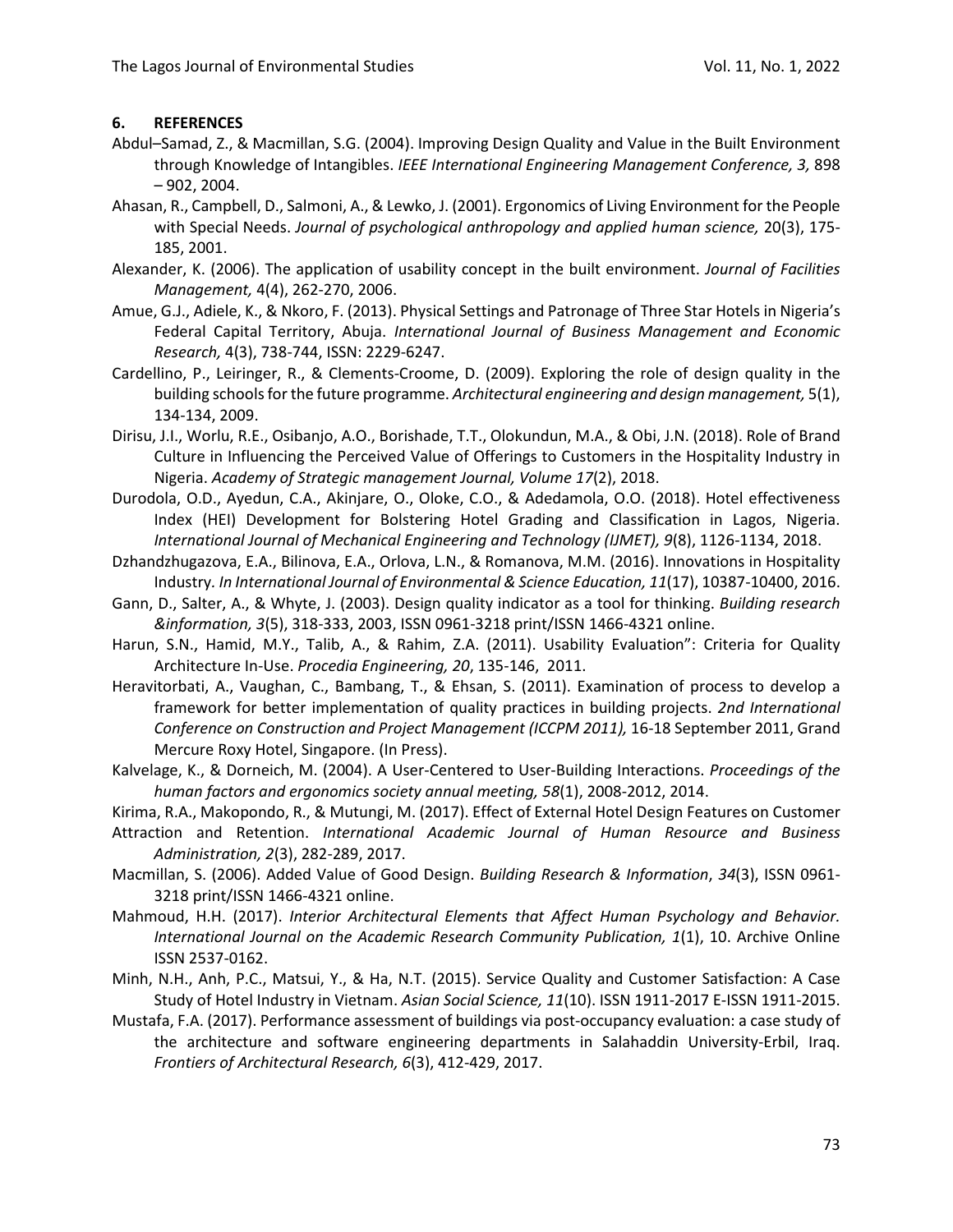## 6. REFERENCES

Abdul–Samad, Z., & Macmillan, S.G. (2004). Improving Design Quality and Value in the Built Environment through Knowledge of Intangibles. *IEEE International Engineering Management Conference, 3,* 898 – 902, 2004.

Ahasan, R., Campbell, D., Salmoni, A., & Lewko, J. (2001). Ergonomics of Living Environment for the People with Special Needs. *Journal of psychological anthropology and applied human science,* 20(3), 175-185, 2001.

Alexander, K. (2006). The application of usability concept in the built environment. *Journal of Facilities Management,* 4(4), 262-270, 2006.

Amue, G.J., Adiele, K., & Nkoro, F. (2013). Physical Settings and Patronage of Three Star Hotels in Nigeria's Federal Capital Territory, Abuja. *International Journal of Business Management and Economic Research,* 4(3), 738-744, ISSN: 2229-6247.

Cardellino, P., Leiringer, R., & Clements-Croome, D. (2009). Exploring the role of design quality in the building schools for the future programme. *Architectural engineering and design management,* 5(1), 134-134, 2009.

Dirisu, J.I., Worlu, R.E., Osibanjo, A.O., Borishade, T.T., Olokundun, M.A., & Obi, J.N. (2018). Role of Brand Culture in Influencing the Perceived Value of Offerings to Customers in the Hospitality Industry in Nigeria. *Academy of Strategic management Journal, Volume 17*(2), 2018.

Durodola, O.D., Ayedun, C.A., Akinjare, O., Oloke, C.O., & Adedamola, O.O. (2018). Hotel effectiveness Index (HEI) Development for Bolstering Hotel Grading and Classification in Lagos, Nigeria. *International Journal of Mechanical Engineering and Technology (IJMET), 9*(8), 1126-1134, 2018.

Dzhandzhugazova, E.A., Bilinova, E.A., Orlova, L.N., & Romanova, M.M. (2016). Innovations in Hospitality Industry. *In International Journal of Environmental & Science Education, 11*(17), 10387-10400, 2016.

Gann, D., Salter, A., & Whyte, J. (2003). Design quality indicator as a tool for thinking. *Building research &information, 3*(5), 318-333, 2003, ISSN 0961-3218 print/ISSN 1466-4321 online.

Harun, S.N., Hamid, M.Y., Talib, A., & Rahim, Z.A. (2011). Usability Evaluation": Criteria for Quality Architecture In-Use. *Procedia Engineering, 20*, 135-146, 2011.

Heravitorbati, A., Vaughan, C., Bambang, T., & Ehsan, S. (2011). Examination of process to develop a framework for better implementation of quality practices in building projects. *2nd International Conference on Construction and Project Management (ICCPM 2011),* 16-18 September 2011, Grand Mercure Roxy Hotel, Singapore. (In Press).

Kalvelage, K., & Dorneich, M. (2004). A User-Centered to User-Building Interactions. *Proceedings of the human factors and ergonomics society annual meeting, 58*(1), 2008-2012, 2014.

Kirima, R.A., Makopondo, R., & Mutungi, M. (2017). Effect of External Hotel Design Features on Customer Attraction and Retention. *International Academic Journal of Human Resource and Business Administration, 2*(3), 282-289, 2017.

Macmillan, S. (2006). Added Value of Good Design. *Building Research & Information*, *34*(3), ISSN 0961-3218 print/ISSN 1466-4321 online.

Mahmoud, H.H. (2017). *Interior Architectural Elements that Affect Human Psychology and Behavior. International Journal on the Academic Research Community Publication, 1*(1), 10. Archive Online ISSN 2537-0162.

Minh, N.H., Anh, P.C., Matsui, Y., & Ha, N.T. (2015). Service Quality and Customer Satisfaction: A Case Study of Hotel Industry in Vietnam. *Asian Social Science, 11*(10). ISSN 1911-2017 E-ISSN 1911-2015.

Mustafa, F.A. (2017). Performance assessment of buildings via post-occupancy evaluation: a case study of the architecture and software engineering departments in Salahaddin University-Erbil, Iraq. *Frontiers of Architectural Research, 6*(3), 412-429, 2017.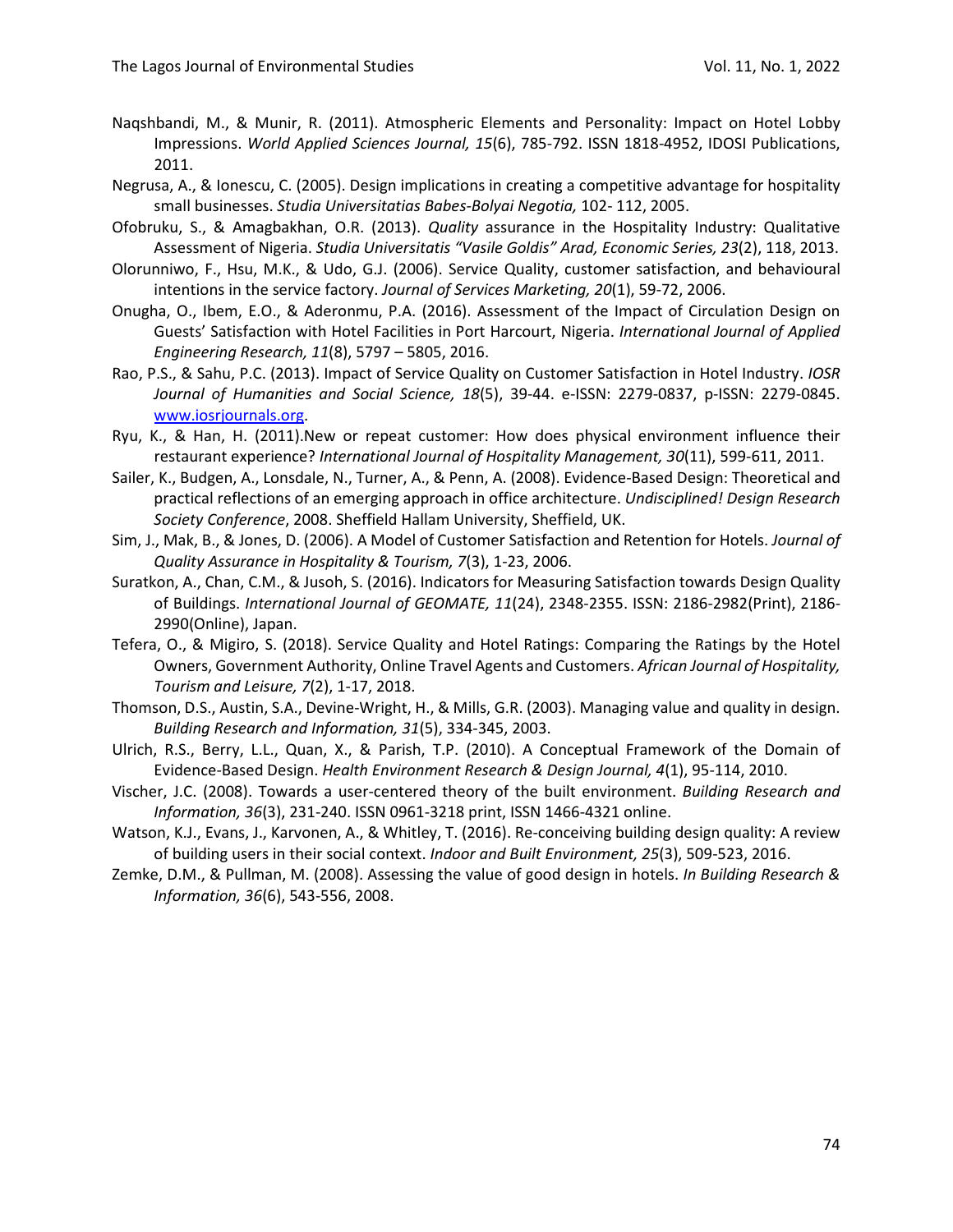Naqshbandi, M., & Munir, R. (2011). Atmospheric Elements and Personality: Impact on Hotel Lobby Impressions. *World Applied Sciences Journal, 15*(6), 785-792. ISSN 1818-4952, IDOSI Publications, 2011.

Negrusa, A., & Ionescu, C. (2005). Design implications in creating a competitive advantage for hospitality small businesses. *Studia Universitatias Babes-Bolyai Negotia,* 102- 112, 2005.

Ofobruku, S., & Amagbakhan, O.R. (2013). *Quality* assurance in the Hospitality Industry: Qualitative Assessment of Nigeria. *Studia Universitatis "Vasile Goldis" Arad, Economic Series, 23*(2), 118, 2013.

Olorunniwo, F., Hsu, M.K., & Udo, G.J. (2006). Service Quality, customer satisfaction, and behavioural intentions in the service factory. *Journal of Services Marketing, 20*(1), 59-72, 2006.

Onugha, O., Ibem, E.O., & Aderonmu, P.A. (2016). Assessment of the Impact of Circulation Design on Guests' Satisfaction with Hotel Facilities in Port Harcourt, Nigeria. *International Journal of Applied Engineering Research, 11*(8), 5797 – 5805, 2016.

Rao, P.S., & Sahu, P.C. (2013). Impact of Service Quality on Customer Satisfaction in Hotel Industry. *IOSR Journal of Humanities and Social Science, 18*(5), 39-44. e-ISSN: 2279-0837, p-ISSN: 2279-0845. www.iosrjournals.org.

Ryu, K., & Han, H. (2011).New or repeat customer: How does physical environment influence their restaurant experience? *International Journal of Hospitality Management, 30*(11), 599-611, 2011.

Sailer, K., Budgen, A., Lonsdale, N., Turner, A., & Penn, A. (2008). Evidence-Based Design: Theoretical and practical reflections of an emerging approach in office architecture. *Undisciplined! Design Research Society Conference*, 2008. Sheffield Hallam University, Sheffield, UK.

Sim, J., Mak, B., & Jones, D. (2006). A Model of Customer Satisfaction and Retention for Hotels. *Journal of Quality Assurance in Hospitality & Tourism, 7*(3), 1-23, 2006.

Suratkon, A., Chan, C.M., & Jusoh, S. (2016). Indicators for Measuring Satisfaction towards Design Quality of Buildings. *International Journal of GEOMATE, 11*(24), 2348-2355. ISSN: 2186-2982(Print), 2186-2990(Online), Japan.

Tefera, O., & Migiro, S. (2018). Service Quality and Hotel Ratings: Comparing the Ratings by the Hotel Owners, Government Authority, Online Travel Agents and Customers. *African Journal of Hospitality, Tourism and Leisure, 7*(2), 1-17, 2018.

Thomson, D.S., Austin, S.A., Devine-Wright, H., & Mills, G.R. (2003). Managing value and quality in design. *Building Research and Information, 31*(5), 334-345, 2003.

Ulrich, R.S., Berry, L.L., Quan, X., & Parish, T.P. (2010). A Conceptual Framework of the Domain of Evidence-Based Design. *Health Environment Research & Design Journal, 4*(1), 95-114, 2010.

Vischer, J.C. (2008). Towards a user-centered theory of the built environment. *Building Research and Information, 36*(3), 231-240. ISSN 0961-3218 print, ISSN 1466-4321 online.

Watson, K.J., Evans, J., Karvonen, A., & Whitley, T. (2016). Re-conceiving building design quality: A review of building users in their social context. *Indoor and Built Environment, 25*(3), 509-523, 2016.

Zemke, D.M., & Pullman, M. (2008). Assessing the value of good design in hotels. *In Building Research & Information, 36*(6), 543-556, 2008.